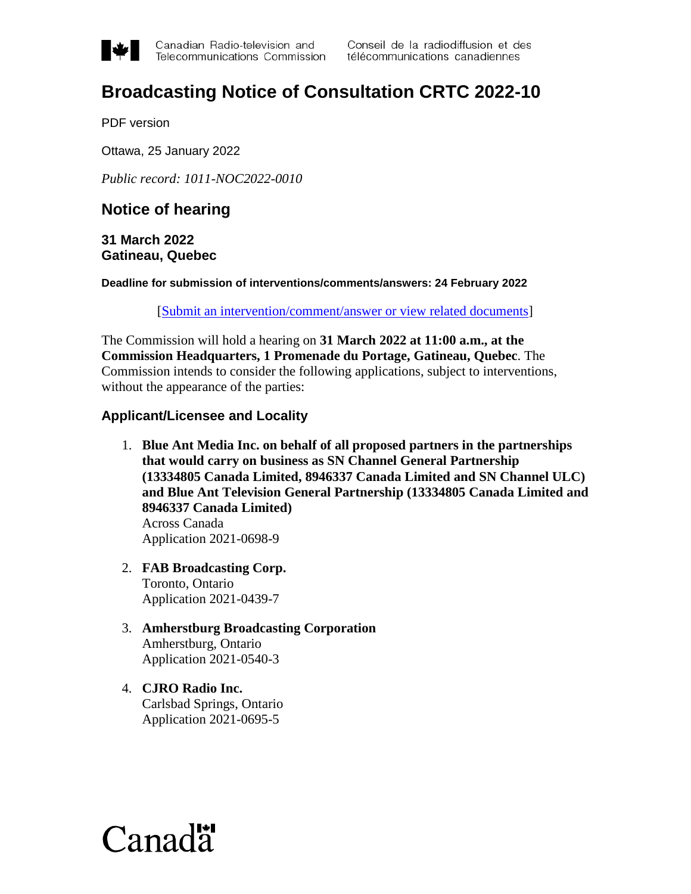Canadian Radio-television and Telecommunications Commission | Conseil de la radiodiffusion et des télécommunications canadiennes

# Broadcasting Notice of Consultation CRTC 2022-10

PDF version

Ottawa, 25 January 2022

*Public record: 1011-NOC2022-0010*

## Notice of hearing

### 31 March 2022
### Gatineau, Quebec

**Deadline for submission of interventions/comments/answers: 24 February 2022**

[Submit an intervention/comment/answer or view related documents]

The Commission will hold a hearing on **31 March 2022 at 11:00 a.m., at the Commission Headquarters, 1 Promenade du Portage, Gatineau, Quebec**. The Commission intends to consider the following applications, subject to interventions, without the appearance of the parties:

### Applicant/Licensee and Locality

1. **Blue Ant Media Inc. on behalf of all proposed partners in the partnerships that would carry on business as SN Channel General Partnership (13334805 Canada Limited, 8946337 Canada Limited and SN Channel ULC) and Blue Ant Television General Partnership (13334805 Canada Limited and 8946337 Canada Limited)**
   Across Canada
   Application 2021-0698-9

2. **FAB Broadcasting Corp.**
   Toronto, Ontario
   Application 2021-0439-7

3. **Amherstburg Broadcasting Corporation**
   Amherstburg, Ontario
   Application 2021-0540-3

4. **CJRO Radio Inc.**
   Carlsbad Springs, Ontario
   Application 2021-0695-5

Canada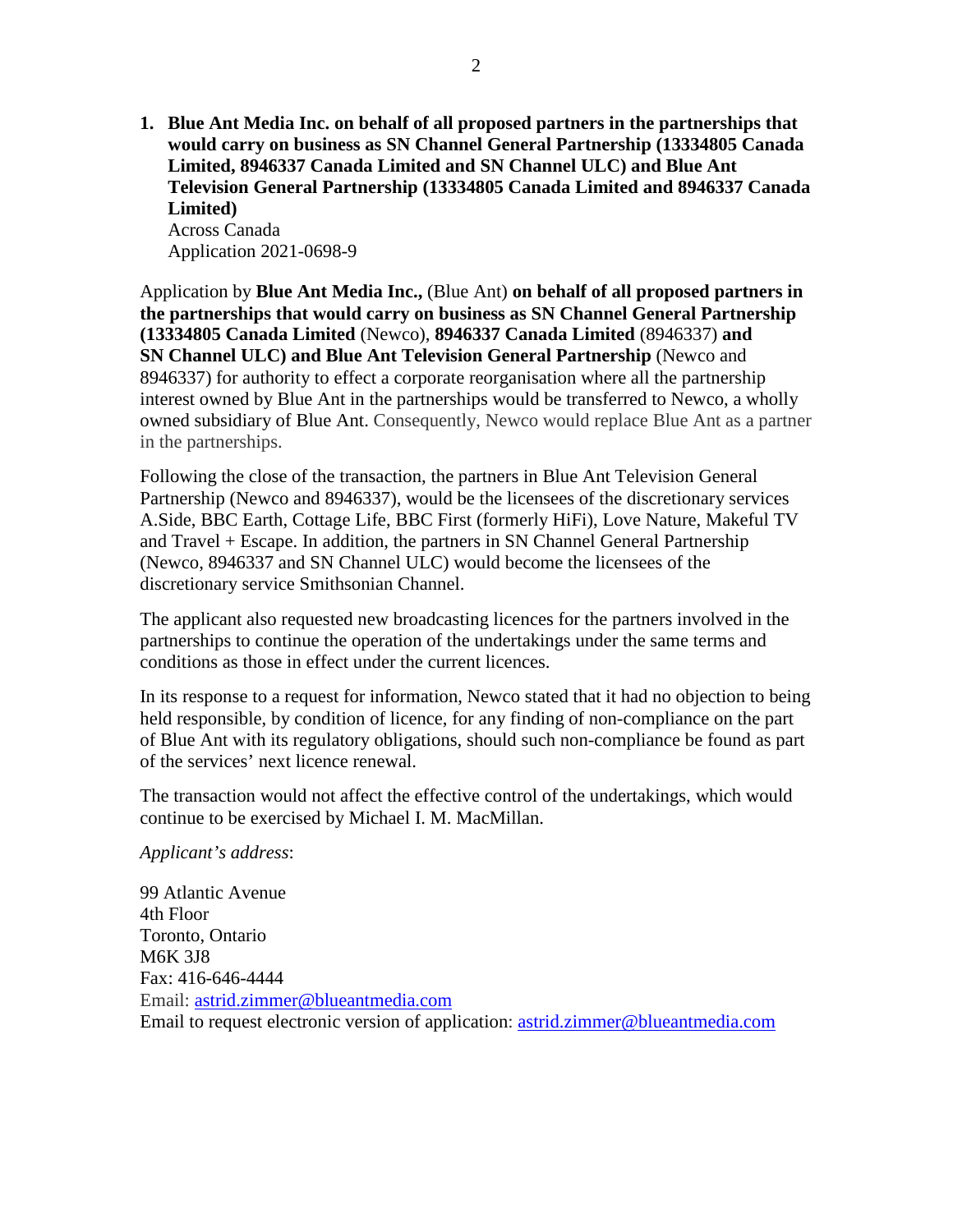1. **Blue Ant Media Inc. on behalf of all proposed partners in the partnerships that would carry on business as SN Channel General Partnership (13334805 Canada Limited, 8946337 Canada Limited and SN Channel ULC) and Blue Ant Television General Partnership (13334805 Canada Limited and 8946337 Canada Limited)**
   Across Canada
   Application 2021-0698-9

Application by **Blue Ant Media Inc.,** (Blue Ant) **on behalf of all proposed partners in the partnerships that would carry on business as SN Channel General Partnership (13334805 Canada Limited** (Newco), **8946337 Canada Limited** (8946337) **and SN Channel ULC) and Blue Ant Television General Partnership** (Newco and 8946337) for authority to effect a corporate reorganisation where all the partnership interest owned by Blue Ant in the partnerships would be transferred to Newco, a wholly owned subsidiary of Blue Ant. Consequently, Newco would replace Blue Ant as a partner in the partnerships.

Following the close of the transaction, the partners in Blue Ant Television General Partnership (Newco and 8946337), would be the licensees of the discretionary services A.Side, BBC Earth, Cottage Life, BBC First (formerly HiFi), Love Nature, Makeful TV and Travel + Escape. In addition, the partners in SN Channel General Partnership (Newco, 8946337 and SN Channel ULC) would become the licensees of the discretionary service Smithsonian Channel.

The applicant also requested new broadcasting licences for the partners involved in the partnerships to continue the operation of the undertakings under the same terms and conditions as those in effect under the current licences.

In its response to a request for information, Newco stated that it had no objection to being held responsible, by condition of licence, for any finding of non-compliance on the part of Blue Ant with its regulatory obligations, should such non-compliance be found as part of the services' next licence renewal.

The transaction would not affect the effective control of the undertakings, which would continue to be exercised by Michael I. M. MacMillan.

*Applicant's address*:

99 Atlantic Avenue
4th Floor
Toronto, Ontario
M6K 3J8
Fax: 416-646-4444
Email: astrid.zimmer@blueantmedia.com
Email to request electronic version of application: astrid.zimmer@blueantmedia.com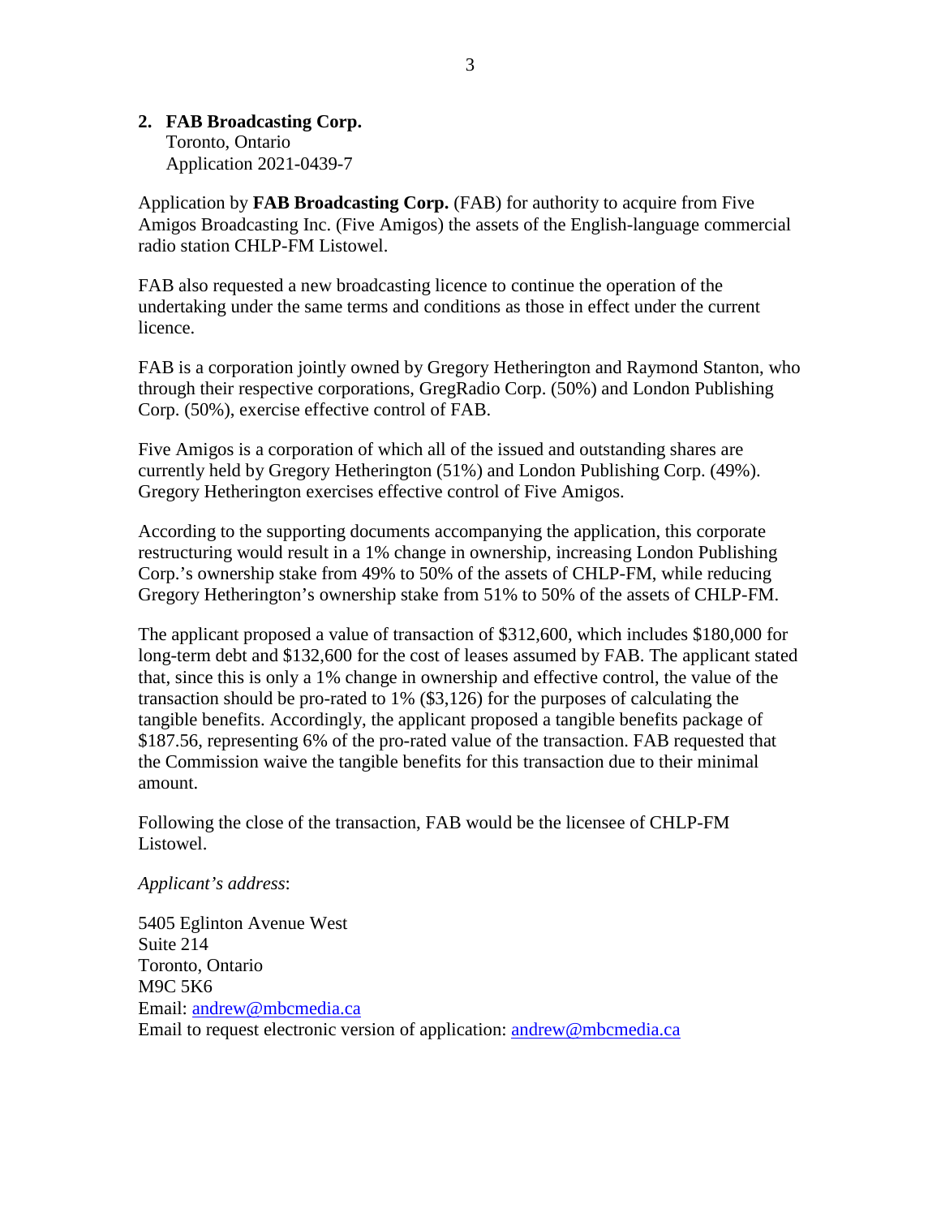**2. FAB Broadcasting Corp.**
Toronto, Ontario
Application 2021-0439-7

Application by **FAB Broadcasting Corp.** (FAB) for authority to acquire from Five Amigos Broadcasting Inc. (Five Amigos) the assets of the English-language commercial radio station CHLP-FM Listowel.

FAB also requested a new broadcasting licence to continue the operation of the undertaking under the same terms and conditions as those in effect under the current licence.

FAB is a corporation jointly owned by Gregory Hetherington and Raymond Stanton, who through their respective corporations, GregRadio Corp. (50%) and London Publishing Corp. (50%), exercise effective control of FAB.

Five Amigos is a corporation of which all of the issued and outstanding shares are currently held by Gregory Hetherington (51%) and London Publishing Corp. (49%). Gregory Hetherington exercises effective control of Five Amigos.

According to the supporting documents accompanying the application, this corporate restructuring would result in a 1% change in ownership, increasing London Publishing Corp.'s ownership stake from 49% to 50% of the assets of CHLP-FM, while reducing Gregory Hetherington's ownership stake from 51% to 50% of the assets of CHLP-FM.

The applicant proposed a value of transaction of $312,600, which includes $180,000 for long-term debt and $132,600 for the cost of leases assumed by FAB. The applicant stated that, since this is only a 1% change in ownership and effective control, the value of the transaction should be pro-rated to 1% ($3,126) for the purposes of calculating the tangible benefits. Accordingly, the applicant proposed a tangible benefits package of $187.56, representing 6% of the pro-rated value of the transaction. FAB requested that the Commission waive the tangible benefits for this transaction due to their minimal amount.

Following the close of the transaction, FAB would be the licensee of CHLP-FM Listowel.

*Applicant's address*:

5405 Eglinton Avenue West
Suite 214
Toronto, Ontario
M9C 5K6
Email: andrew@mbcmedia.ca
Email to request electronic version of application: andrew@mbcmedia.ca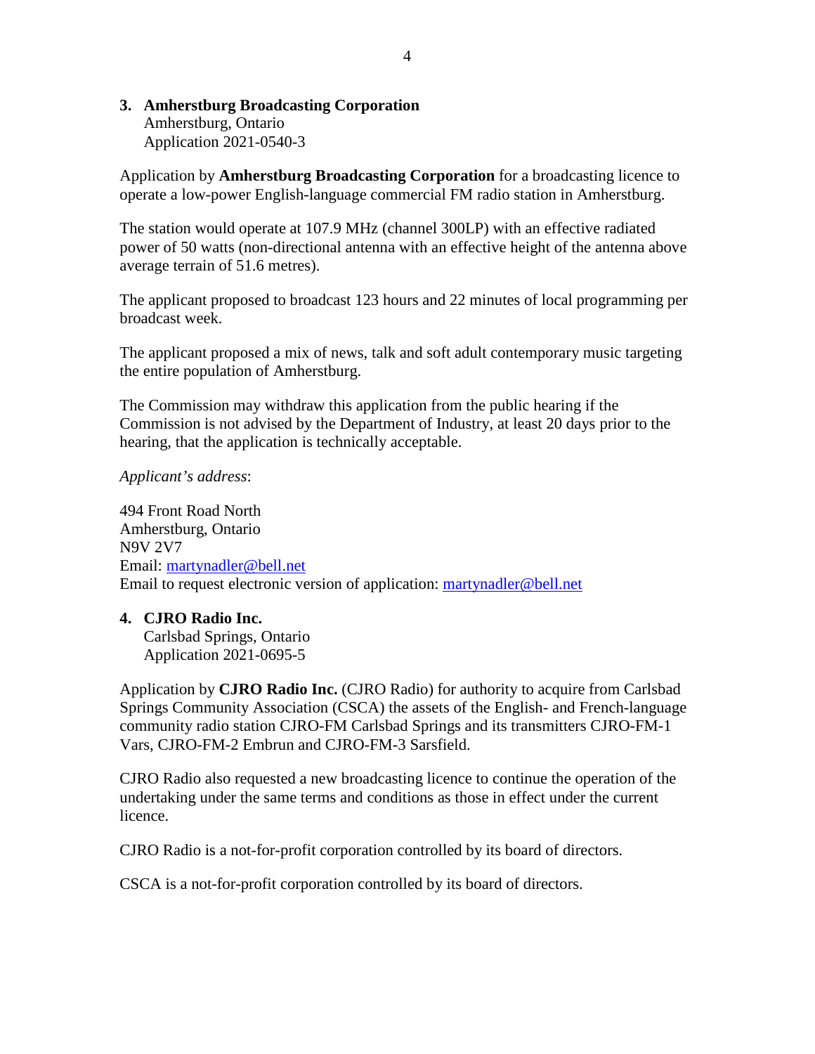**3. Amherstburg Broadcasting Corporation**
Amherstburg, Ontario
Application 2021-0540-3

Application by **Amherstburg Broadcasting Corporation** for a broadcasting licence to operate a low-power English-language commercial FM radio station in Amherstburg.

The station would operate at 107.9 MHz (channel 300LP) with an effective radiated power of 50 watts (non-directional antenna with an effective height of the antenna above average terrain of 51.6 metres).

The applicant proposed to broadcast 123 hours and 22 minutes of local programming per broadcast week.

The applicant proposed a mix of news, talk and soft adult contemporary music targeting the entire population of Amherstburg.

The Commission may withdraw this application from the public hearing if the Commission is not advised by the Department of Industry, at least 20 days prior to the hearing, that the application is technically acceptable.

*Applicant's address*:

494 Front Road North
Amherstburg, Ontario
N9V 2V7
Email: martynadler@bell.net
Email to request electronic version of application: martynadler@bell.net

**4. CJRO Radio Inc.**
Carlsbad Springs, Ontario
Application 2021-0695-5

Application by **CJRO Radio Inc.** (CJRO Radio) for authority to acquire from Carlsbad Springs Community Association (CSCA) the assets of the English- and French-language community radio station CJRO-FM Carlsbad Springs and its transmitters CJRO-FM-1 Vars, CJRO-FM-2 Embrun and CJRO-FM-3 Sarsfield.

CJRO Radio also requested a new broadcasting licence to continue the operation of the undertaking under the same terms and conditions as those in effect under the current licence.

CJRO Radio is a not-for-profit corporation controlled by its board of directors.

CSCA is a not-for-profit corporation controlled by its board of directors.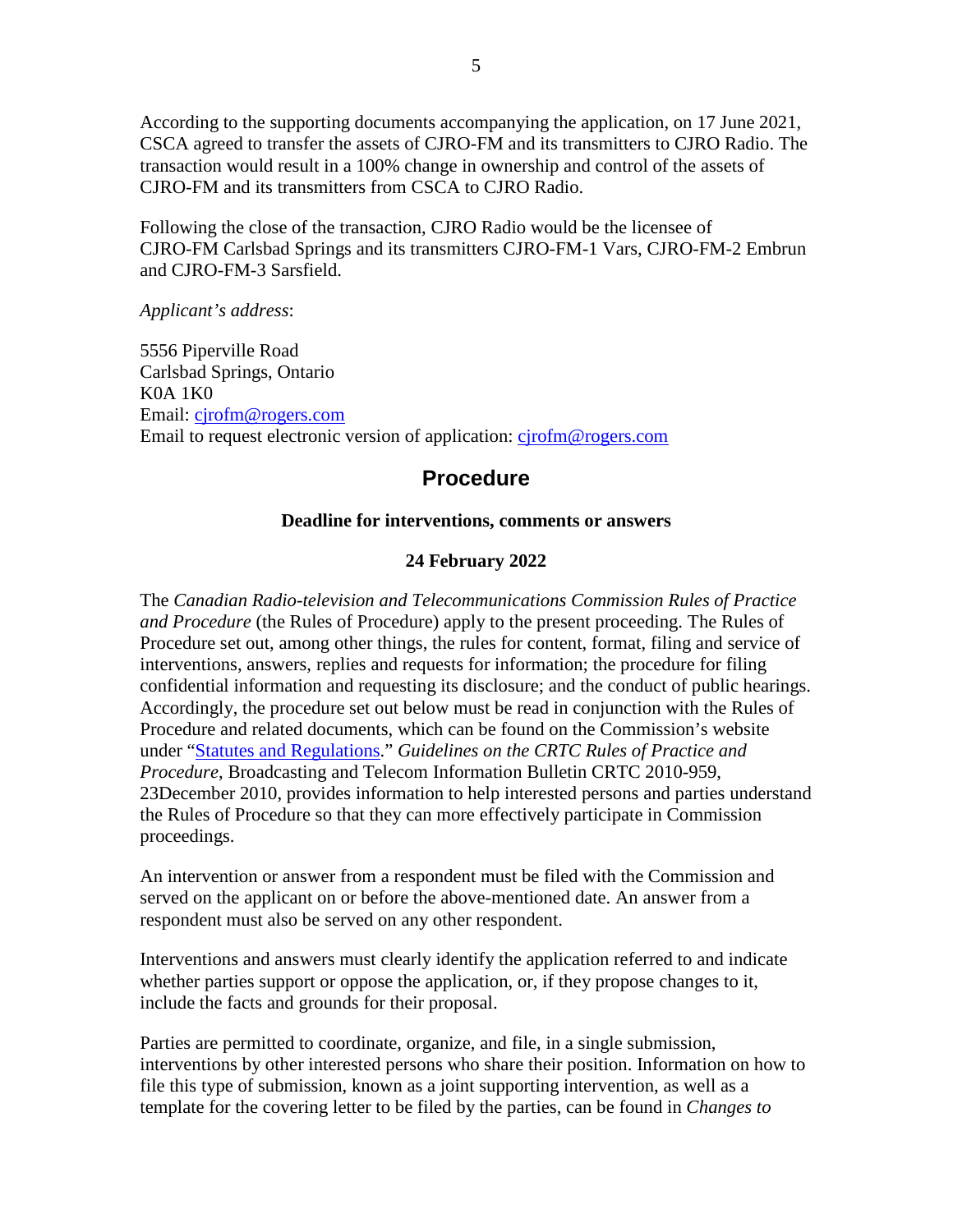According to the supporting documents accompanying the application, on 17 June 2021, CSCA agreed to transfer the assets of CJRO-FM and its transmitters to CJRO Radio. The transaction would result in a 100% change in ownership and control of the assets of CJRO-FM and its transmitters from CSCA to CJRO Radio.

Following the close of the transaction, CJRO Radio would be the licensee of CJRO-FM Carlsbad Springs and its transmitters CJRO-FM-1 Vars, CJRO-FM-2 Embrun and CJRO-FM-3 Sarsfield.

*Applicant's address*:

5556 Piperville Road
Carlsbad Springs, Ontario
K0A 1K0
Email: cjrofm@rogers.com
Email to request electronic version of application: cjrofm@rogers.com

## Procedure

**Deadline for interventions, comments or answers**

**24 February 2022**

The *Canadian Radio-television and Telecommunications Commission Rules of Practice and Procedure* (the Rules of Procedure) apply to the present proceeding. The Rules of Procedure set out, among other things, the rules for content, format, filing and service of interventions, answers, replies and requests for information; the procedure for filing confidential information and requesting its disclosure; and the conduct of public hearings. Accordingly, the procedure set out below must be read in conjunction with the Rules of Procedure and related documents, which can be found on the Commission's website under "Statutes and Regulations." *Guidelines on the CRTC Rules of Practice and Procedure*, Broadcasting and Telecom Information Bulletin CRTC 2010-959, 23December 2010, provides information to help interested persons and parties understand the Rules of Procedure so that they can more effectively participate in Commission proceedings.

An intervention or answer from a respondent must be filed with the Commission and served on the applicant on or before the above-mentioned date. An answer from a respondent must also be served on any other respondent.

Interventions and answers must clearly identify the application referred to and indicate whether parties support or oppose the application, or, if they propose changes to it, include the facts and grounds for their proposal.

Parties are permitted to coordinate, organize, and file, in a single submission, interventions by other interested persons who share their position. Information on how to file this type of submission, known as a joint supporting intervention, as well as a template for the covering letter to be filed by the parties, can be found in *Changes to*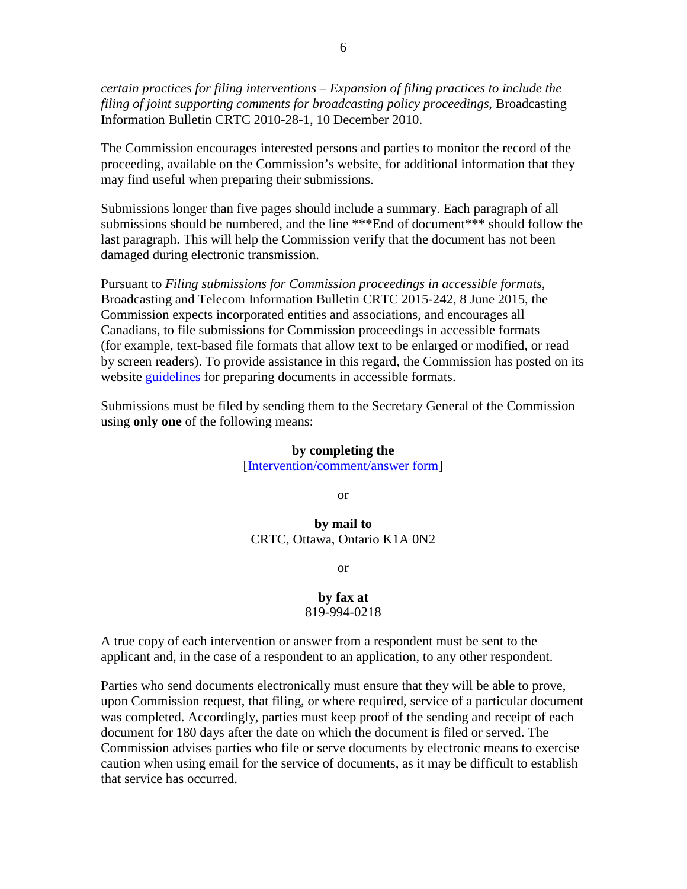*certain practices for filing interventions – Expansion of filing practices to include the filing of joint supporting comments for broadcasting policy proceedings*, Broadcasting Information Bulletin CRTC 2010-28-1, 10 December 2010.

The Commission encourages interested persons and parties to monitor the record of the proceeding, available on the Commission's website, for additional information that they may find useful when preparing their submissions.

Submissions longer than five pages should include a summary. Each paragraph of all submissions should be numbered, and the line ***End of document*** should follow the last paragraph. This will help the Commission verify that the document has not been damaged during electronic transmission.

Pursuant to *Filing submissions for Commission proceedings in accessible formats*, Broadcasting and Telecom Information Bulletin CRTC 2015-242, 8 June 2015, the Commission expects incorporated entities and associations, and encourages all Canadians, to file submissions for Commission proceedings in accessible formats (for example, text-based file formats that allow text to be enlarged or modified, or read by screen readers). To provide assistance in this regard, the Commission has posted on its website guidelines for preparing documents in accessible formats.

Submissions must be filed by sending them to the Secretary General of the Commission using **only one** of the following means:

**by completing the**
[Intervention/comment/answer form]

or

**by mail to**
CRTC, Ottawa, Ontario K1A 0N2

or

**by fax at**
819-994-0218

A true copy of each intervention or answer from a respondent must be sent to the applicant and, in the case of a respondent to an application, to any other respondent.

Parties who send documents electronically must ensure that they will be able to prove, upon Commission request, that filing, or where required, service of a particular document was completed. Accordingly, parties must keep proof of the sending and receipt of each document for 180 days after the date on which the document is filed or served. The Commission advises parties who file or serve documents by electronic means to exercise caution when using email for the service of documents, as it may be difficult to establish that service has occurred.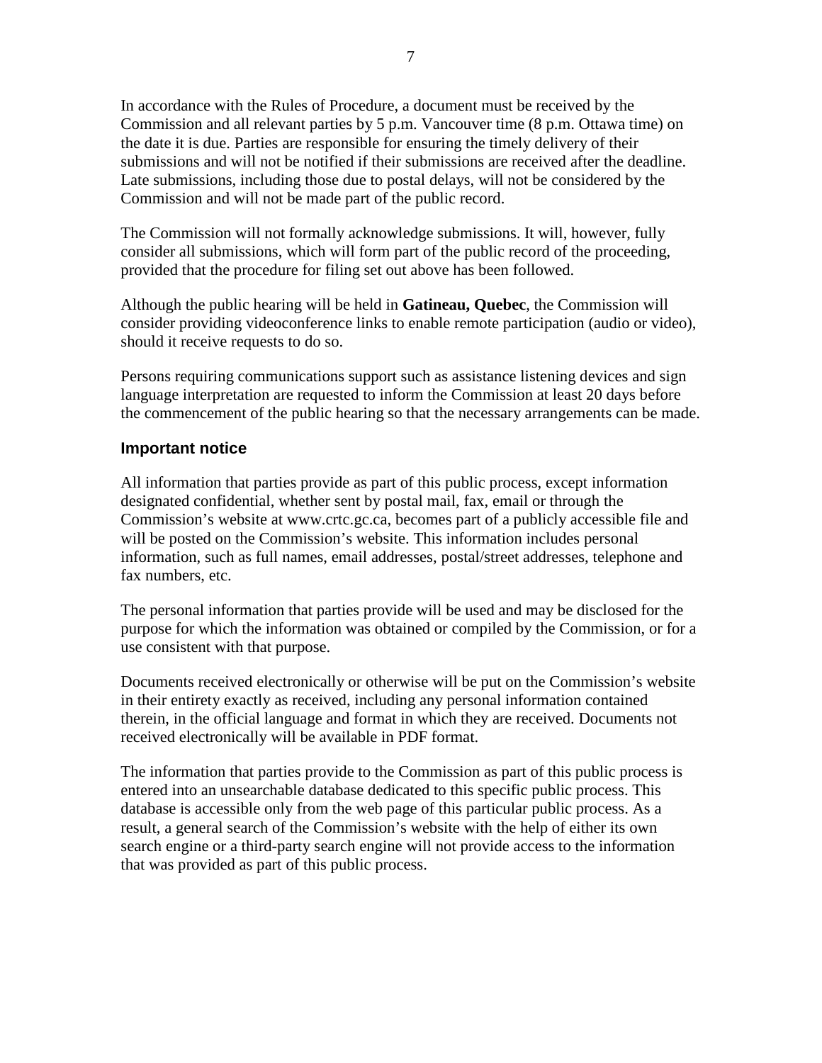In accordance with the Rules of Procedure, a document must be received by the Commission and all relevant parties by 5 p.m. Vancouver time (8 p.m. Ottawa time) on the date it is due. Parties are responsible for ensuring the timely delivery of their submissions and will not be notified if their submissions are received after the deadline. Late submissions, including those due to postal delays, will not be considered by the Commission and will not be made part of the public record.

The Commission will not formally acknowledge submissions. It will, however, fully consider all submissions, which will form part of the public record of the proceeding, provided that the procedure for filing set out above has been followed.

Although the public hearing will be held in **Gatineau, Quebec**, the Commission will consider providing videoconference links to enable remote participation (audio or video), should it receive requests to do so.

Persons requiring communications support such as assistance listening devices and sign language interpretation are requested to inform the Commission at least 20 days before the commencement of the public hearing so that the necessary arrangements can be made.

## Important notice

All information that parties provide as part of this public process, except information designated confidential, whether sent by postal mail, fax, email or through the Commission's website at www.crtc.gc.ca, becomes part of a publicly accessible file and will be posted on the Commission's website. This information includes personal information, such as full names, email addresses, postal/street addresses, telephone and fax numbers, etc.

The personal information that parties provide will be used and may be disclosed for the purpose for which the information was obtained or compiled by the Commission, or for a use consistent with that purpose.

Documents received electronically or otherwise will be put on the Commission's website in their entirety exactly as received, including any personal information contained therein, in the official language and format in which they are received. Documents not received electronically will be available in PDF format.

The information that parties provide to the Commission as part of this public process is entered into an unsearchable database dedicated to this specific public process. This database is accessible only from the web page of this particular public process. As a result, a general search of the Commission's website with the help of either its own search engine or a third-party search engine will not provide access to the information that was provided as part of this public process.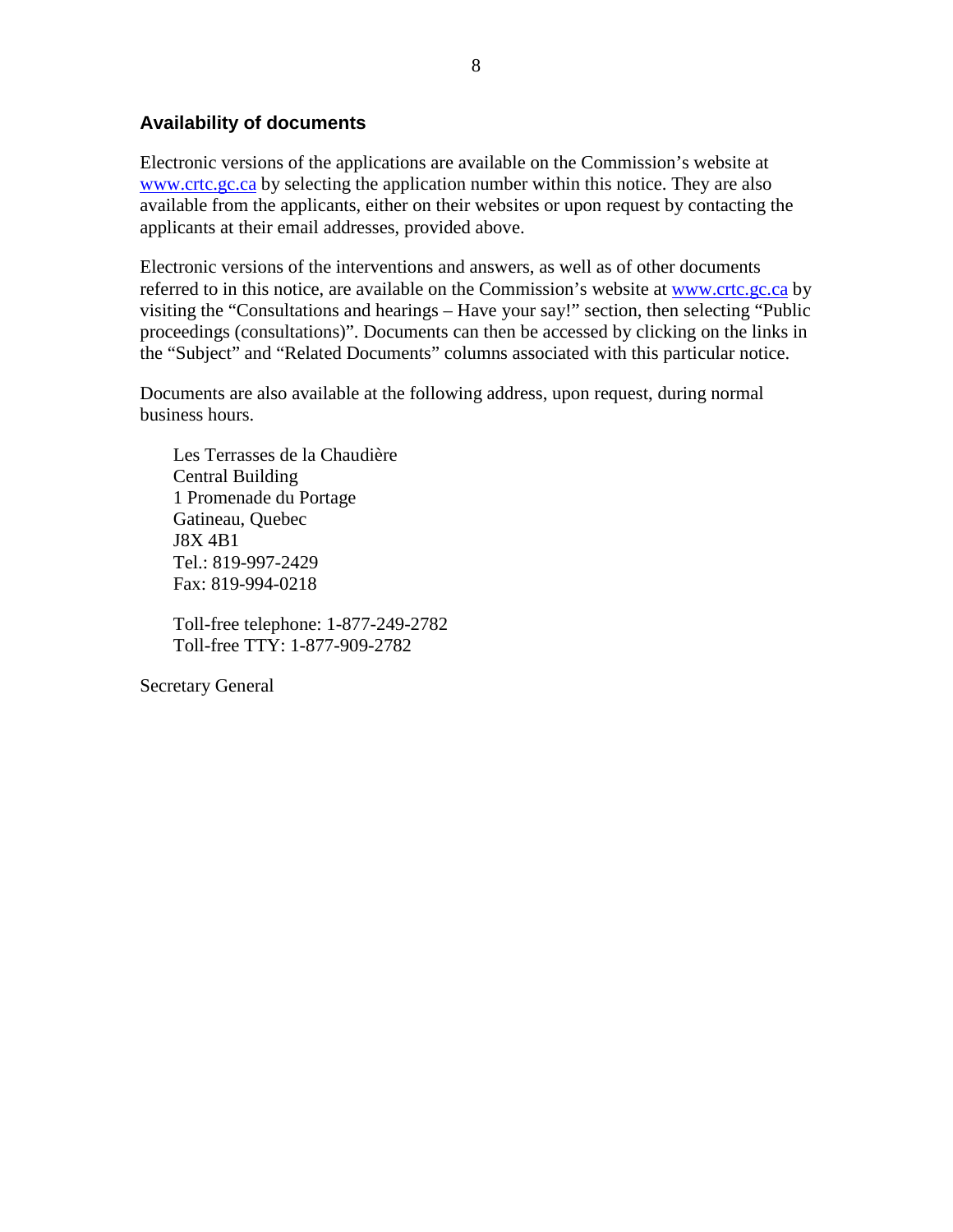### Availability of documents

Electronic versions of the applications are available on the Commission's website at www.crtc.gc.ca by selecting the application number within this notice. They are also available from the applicants, either on their websites or upon request by contacting the applicants at their email addresses, provided above.

Electronic versions of the interventions and answers, as well as of other documents referred to in this notice, are available on the Commission's website at www.crtc.gc.ca by visiting the "Consultations and hearings – Have your say!" section, then selecting "Public proceedings (consultations)". Documents can then be accessed by clicking on the links in the "Subject" and "Related Documents" columns associated with this particular notice.

Documents are also available at the following address, upon request, during normal business hours.

Les Terrasses de la Chaudière
Central Building
1 Promenade du Portage
Gatineau, Quebec
J8X 4B1
Tel.: 819-997-2429
Fax: 819-994-0218

Toll-free telephone: 1-877-249-2782
Toll-free TTY: 1-877-909-2782

Secretary General